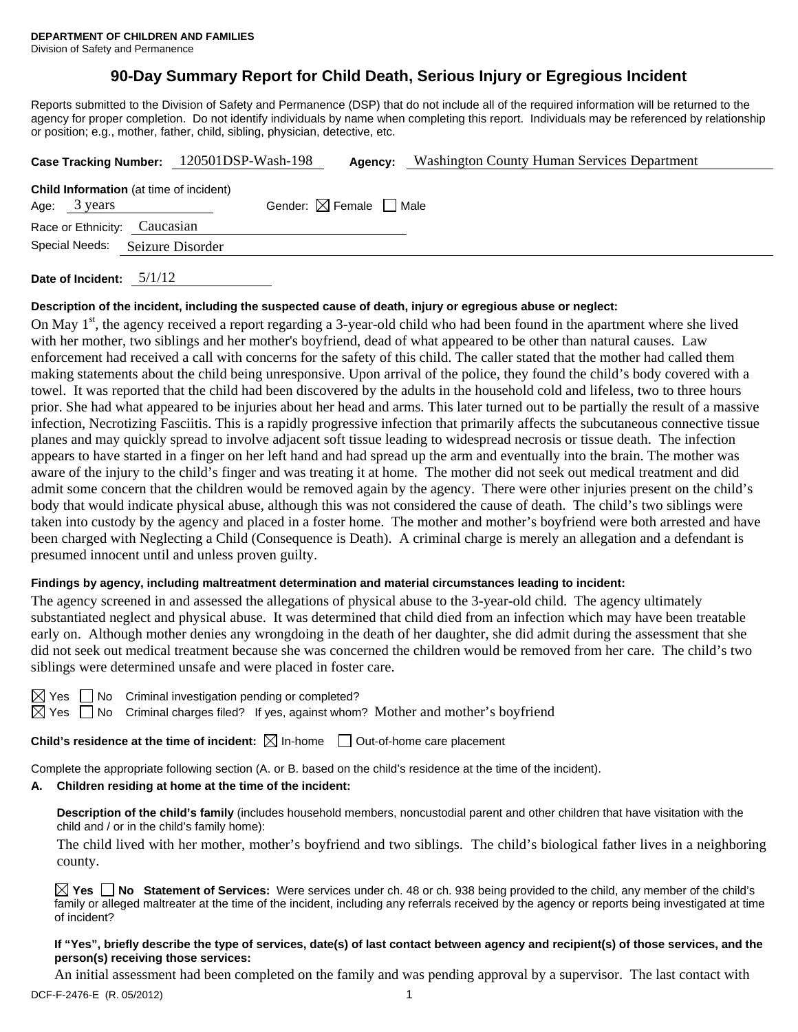**DEPARTMENT OF CHILDREN AND FAMILIES**
Division of Safety and Permanence

# 90-Day Summary Report for Child Death, Serious Injury or Egregious Incident

Reports submitted to the Division of Safety and Permanence (DSP) that do not include all of the required information will be returned to the agency for proper completion. Do not identify individuals by name when completing this report. Individuals may be referenced by relationship or position; e.g., mother, father, child, sibling, physician, detective, etc.

**Case Tracking Number:** 120501DSP-Wash-198 **Agency:** Washington County Human Services Department

**Child Information** (at time of incident)
Age: 3 years Gender: ☒ Female ☐ Male
Race or Ethnicity: Caucasian
Special Needs: Seizure Disorder

**Date of Incident:** 5/1/12

**Description of the incident, including the suspected cause of death, injury or egregious abuse or neglect:**

On May 1st, the agency received a report regarding a 3-year-old child who had been found in the apartment where she lived with her mother, two siblings and her mother's boyfriend, dead of what appeared to be other than natural causes. Law enforcement had received a call with concerns for the safety of this child. The caller stated that the mother had called them making statements about the child being unresponsive. Upon arrival of the police, they found the child's body covered with a towel. It was reported that the child had been discovered by the adults in the household cold and lifeless, two to three hours prior. She had what appeared to be injuries about her head and arms. This later turned out to be partially the result of a massive infection, Necrotizing Fasciitis. This is a rapidly progressive infection that primarily affects the subcutaneous connective tissue planes and may quickly spread to involve adjacent soft tissue leading to widespread necrosis or tissue death. The infection appears to have started in a finger on her left hand and had spread up the arm and eventually into the brain. The mother was aware of the injury to the child's finger and was treating it at home. The mother did not seek out medical treatment and did admit some concern that the children would be removed again by the agency. There were other injuries present on the child's body that would indicate physical abuse, although this was not considered the cause of death. The child's two siblings were taken into custody by the agency and placed in a foster home. The mother and mother's boyfriend were both arrested and have been charged with Neglecting a Child (Consequence is Death). A criminal charge is merely an allegation and a defendant is presumed innocent until and unless proven guilty.

**Findings by agency, including maltreatment determination and material circumstances leading to incident:**

The agency screened in and assessed the allegations of physical abuse to the 3-year-old child. The agency ultimately substantiated neglect and physical abuse. It was determined that child died from an infection which may have been treatable early on. Although mother denies any wrongdoing in the death of her daughter, she did admit during the assessment that she did not seek out medical treatment because she was concerned the children would be removed from her care. The child's two siblings were determined unsafe and were placed in foster care.

☒ Yes ☐ No Criminal investigation pending or completed?
☒ Yes ☐ No Criminal charges filed? If yes, against whom? Mother and mother's boyfriend

**Child's residence at the time of incident:** ☒ In-home ☐ Out-of-home care placement

Complete the appropriate following section (A. or B. based on the child's residence at the time of the incident).

**A. Children residing at home at the time of the incident:**

**Description of the child's family** (includes household members, noncustodial parent and other children that have visitation with the child and / or in the child's family home):

The child lived with her mother, mother's boyfriend and two siblings. The child's biological father lives in a neighboring county.

☒ **Yes** ☐ **No Statement of Services:** Were services under ch. 48 or ch. 938 being provided to the child, any member of the child's family or alleged maltreater at the time of the incident, including any referrals received by the agency or reports being investigated at time of incident?

**If "Yes", briefly describe the type of services, date(s) of last contact between agency and recipient(s) of those services, and the person(s) receiving those services:**

An initial assessment had been completed on the family and was pending approval by a supervisor. The last contact with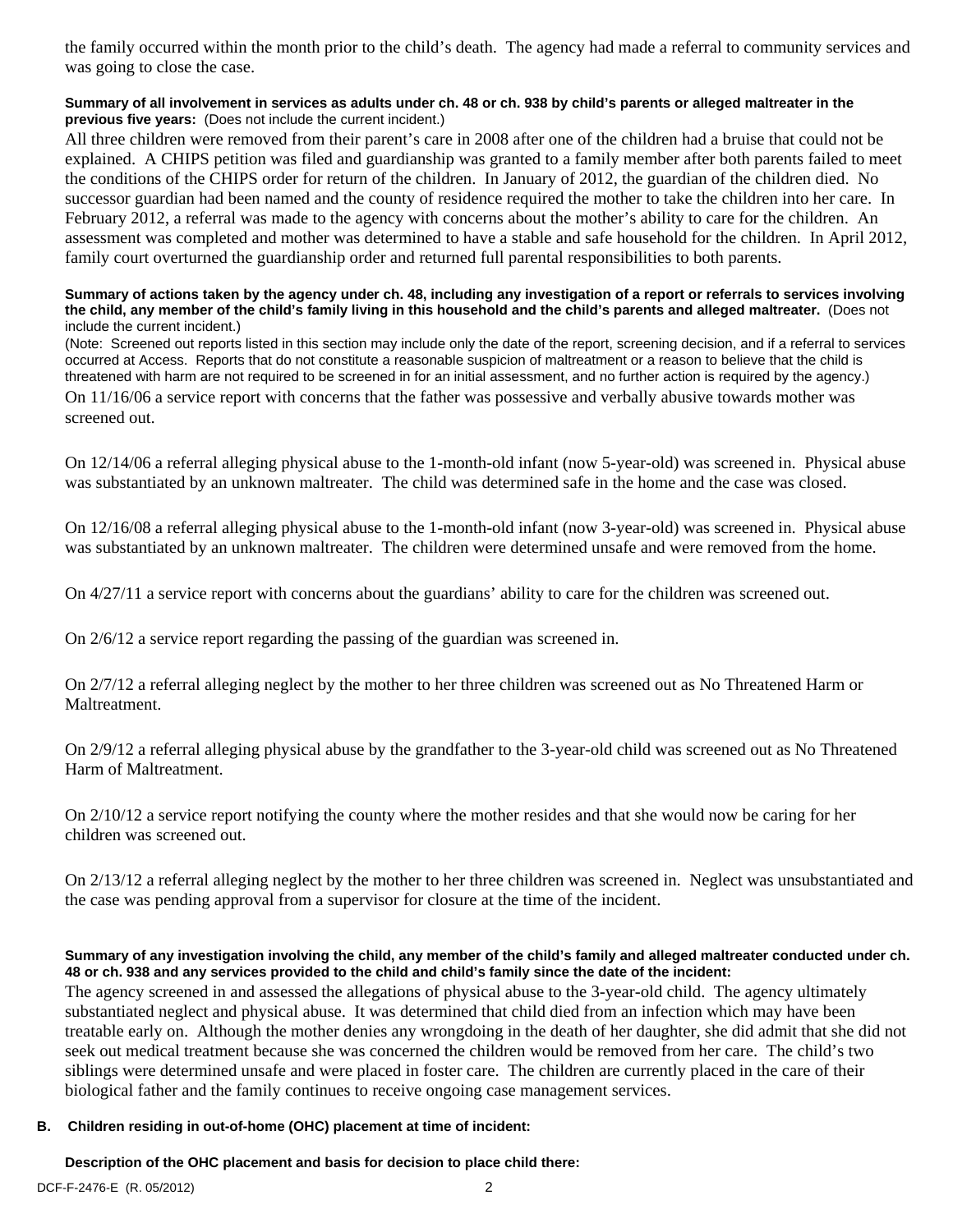the family occurred within the month prior to the child's death. The agency had made a referral to community services and was going to close the case.

**Summary of all involvement in services as adults under ch. 48 or ch. 938 by child's parents or alleged maltreater in the previous five years:** (Does not include the current incident.)

All three children were removed from their parent's care in 2008 after one of the children had a bruise that could not be explained. A CHIPS petition was filed and guardianship was granted to a family member after both parents failed to meet the conditions of the CHIPS order for return of the children. In January of 2012, the guardian of the children died. No successor guardian had been named and the county of residence required the mother to take the children into her care. In February 2012, a referral was made to the agency with concerns about the mother's ability to care for the children. An assessment was completed and mother was determined to have a stable and safe household for the children. In April 2012, family court overturned the guardianship order and returned full parental responsibilities to both parents.

**Summary of actions taken by the agency under ch. 48, including any investigation of a report or referrals to services involving the child, any member of the child's family living in this household and the child's parents and alleged maltreater.** (Does not include the current incident.)

(Note: Screened out reports listed in this section may include only the date of the report, screening decision, and if a referral to services occurred at Access. Reports that do not constitute a reasonable suspicion of maltreatment or a reason to believe that the child is threatened with harm are not required to be screened in for an initial assessment, and no further action is required by the agency.)

On 11/16/06 a service report with concerns that the father was possessive and verbally abusive towards mother was screened out.

On 12/14/06 a referral alleging physical abuse to the 1-month-old infant (now 5-year-old) was screened in. Physical abuse was substantiated by an unknown maltreater. The child was determined safe in the home and the case was closed.

On 12/16/08 a referral alleging physical abuse to the 1-month-old infant (now 3-year-old) was screened in. Physical abuse was substantiated by an unknown maltreater. The children were determined unsafe and were removed from the home.

On 4/27/11 a service report with concerns about the guardians' ability to care for the children was screened out.

On 2/6/12 a service report regarding the passing of the guardian was screened in.

On 2/7/12 a referral alleging neglect by the mother to her three children was screened out as No Threatened Harm or Maltreatment.

On 2/9/12 a referral alleging physical abuse by the grandfather to the 3-year-old child was screened out as No Threatened Harm of Maltreatment.

On 2/10/12 a service report notifying the county where the mother resides and that she would now be caring for her children was screened out.

On 2/13/12 a referral alleging neglect by the mother to her three children was screened in. Neglect was unsubstantiated and the case was pending approval from a supervisor for closure at the time of the incident.

**Summary of any investigation involving the child, any member of the child's family and alleged maltreater conducted under ch. 48 or ch. 938 and any services provided to the child and child's family since the date of the incident:**

The agency screened in and assessed the allegations of physical abuse to the 3-year-old child. The agency ultimately substantiated neglect and physical abuse. It was determined that child died from an infection which may have been treatable early on. Although the mother denies any wrongdoing in the death of her daughter, she did admit that she did not seek out medical treatment because she was concerned the children would be removed from her care. The child's two siblings were determined unsafe and were placed in foster care. The children are currently placed in the care of their biological father and the family continues to receive ongoing case management services.

**B. Children residing in out-of-home (OHC) placement at time of incident:**

**Description of the OHC placement and basis for decision to place child there:**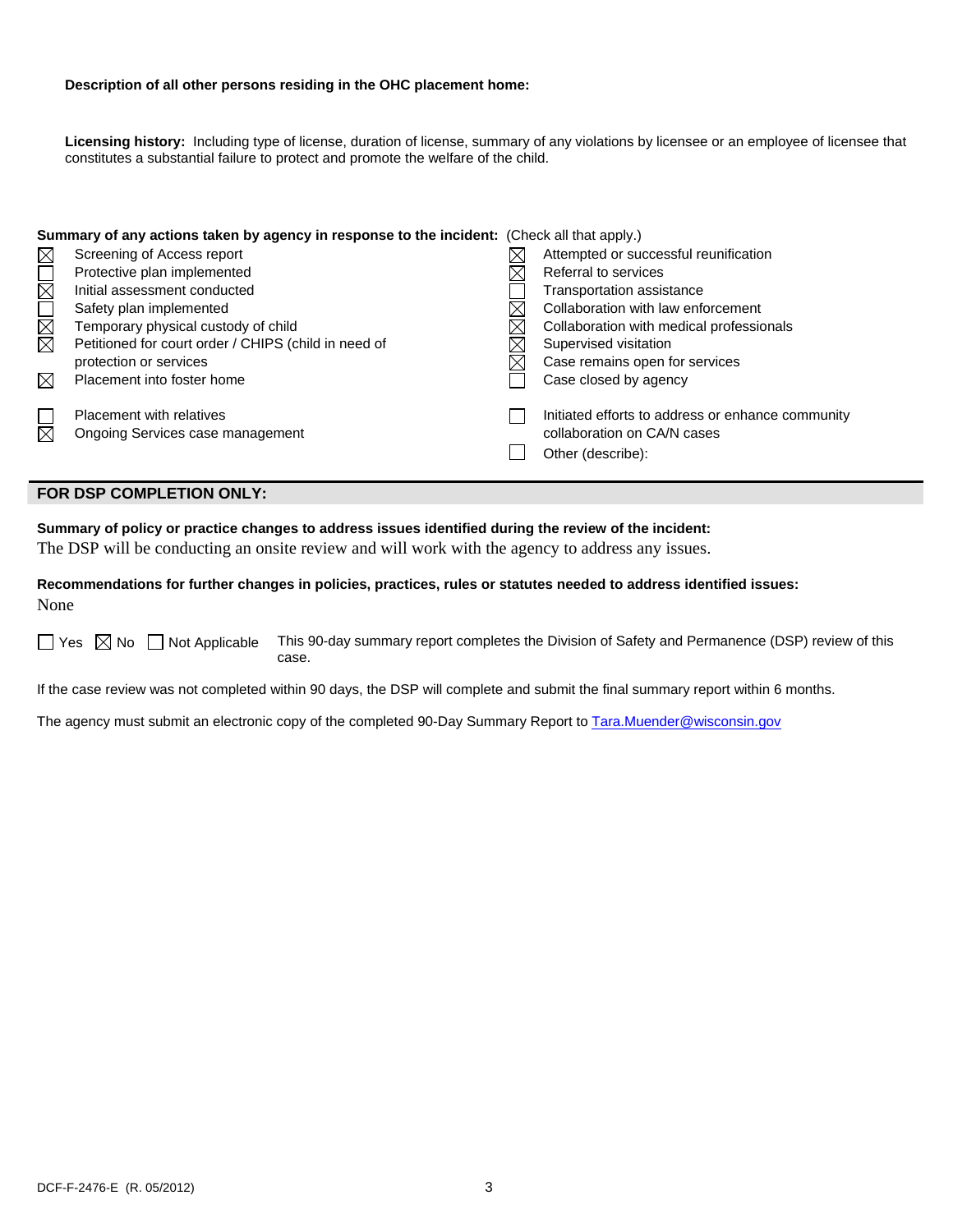**Description of all other persons residing in the OHC placement home:**

**Licensing history:** Including type of license, duration of license, summary of any violations by licensee or an employee of licensee that constitutes a substantial failure to protect and promote the welfare of the child.

**Summary of any actions taken by agency in response to the incident:** (Check all that apply.)

- ☒ Screening of Access report
- ☐ Protective plan implemented
- ☒ Initial assessment conducted
- ☐ Safety plan implemented
- ☒ Temporary physical custody of child
- ☒ Petitioned for court order / CHIPS (child in need of protection or services
- ☒ Placement into foster home
- ☐ Placement with relatives
- ☒ Ongoing Services case management
- ☒ Attempted or successful reunification
- ☒ Referral to services
- ☐ Transportation assistance
- ☒ Collaboration with law enforcement
- ☒ Collaboration with medical professionals
- ☒ Supervised visitation
- ☒ Case remains open for services
- ☐ Case closed by agency
- ☐ Initiated efforts to address or enhance community collaboration on CA/N cases
- ☐ Other (describe):

## FOR DSP COMPLETION ONLY:

**Summary of policy or practice changes to address issues identified during the review of the incident:**
The DSP will be conducting an onsite review and will work with the agency to address any issues.

**Recommendations for further changes in policies, practices, rules or statutes needed to address identified issues:**
None

☐ Yes ☒ No ☐ Not Applicable This 90-day summary report completes the Division of Safety and Permanence (DSP) review of this case.

If the case review was not completed within 90 days, the DSP will complete and submit the final summary report within 6 months.

The agency must submit an electronic copy of the completed 90-Day Summary Report to Tara.Muender@wisconsin.gov

DCF-F-2476-E (R. 05/2012)